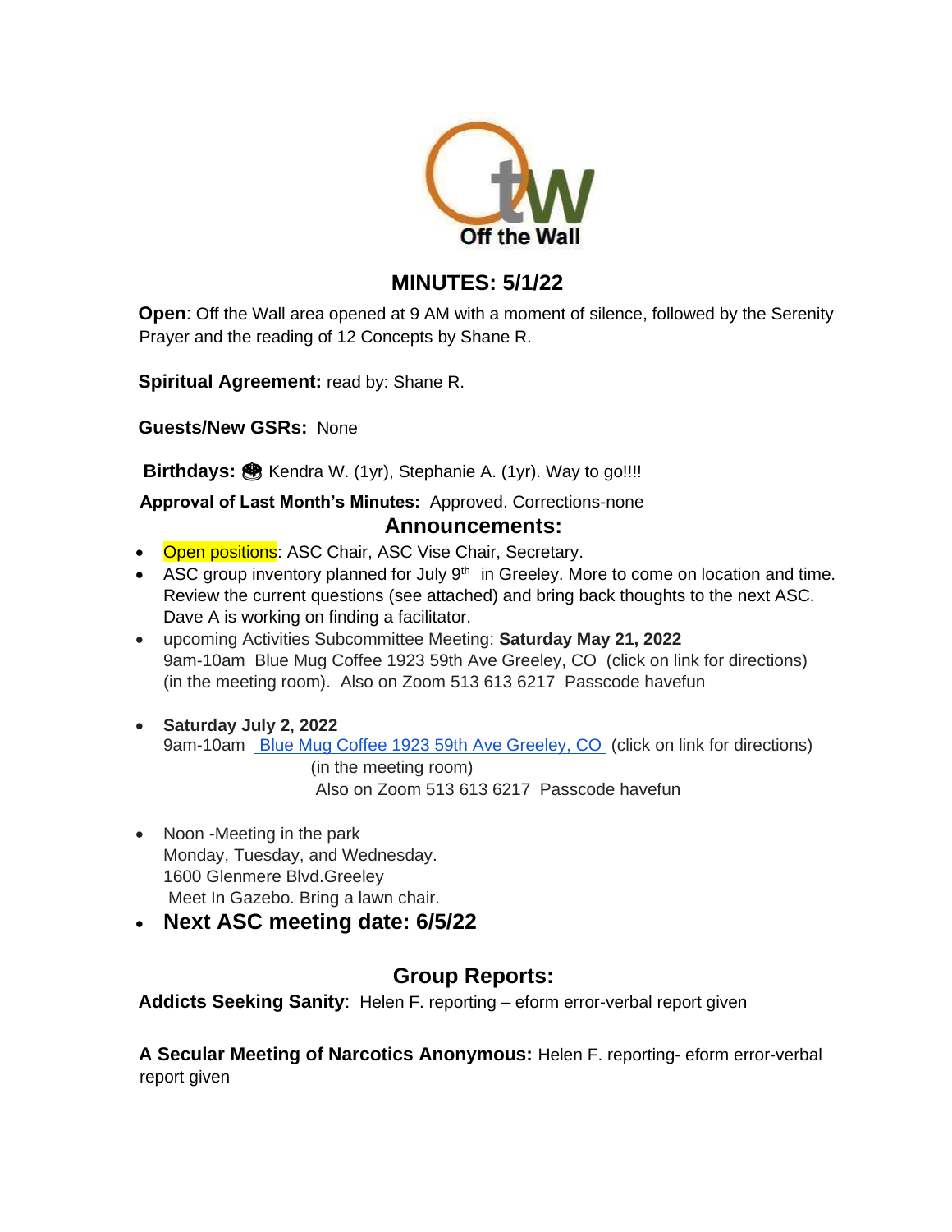Off the Wall

# MINUTES: 5/1/22

**Open**: Off the Wall area opened at 9 AM with a moment of silence, followed by the Serenity Prayer and the reading of 12 Concepts by Shane R.

**Spiritual Agreement:** read by: Shane R.

**Guests/New GSRs:** None

**Birthdays:** 🎂 Kendra W. (1yr), Stephanie A. (1yr). Way to go!!!!

**Approval of Last Month's Minutes:** Approved. Corrections-none

## Announcements:

- Open positions: ASC Chair, ASC Vise Chair, Secretary.
- ASC group inventory planned for July 9th in Greeley. More to come on location and time. Review the current questions (see attached) and bring back thoughts to the next ASC. Dave A is working on finding a facilitator.
- upcoming Activities Subcommittee Meeting: **Saturday May 21, 2022**
  9am-10am Blue Mug Coffee 1923 59th Ave Greeley, CO (click on link for directions) (in the meeting room). Also on Zoom 513 613 6217 Passcode havefun
- **Saturday July 2, 2022**
  9am-10am Blue Mug Coffee 1923 59th Ave Greeley, CO (click on link for directions)
  (in the meeting room)
  Also on Zoom 513 613 6217 Passcode havefun
- Noon -Meeting in the park
  Monday, Tuesday, and Wednesday.
  1600 Glenmere Blvd.Greeley
  Meet In Gazebo. Bring a lawn chair.
- **Next ASC meeting date: 6/5/22**

## Group Reports:

**Addicts Seeking Sanity**: Helen F. reporting – eform error-verbal report given

**A Secular Meeting of Narcotics Anonymous:** Helen F. reporting- eform error-verbal report given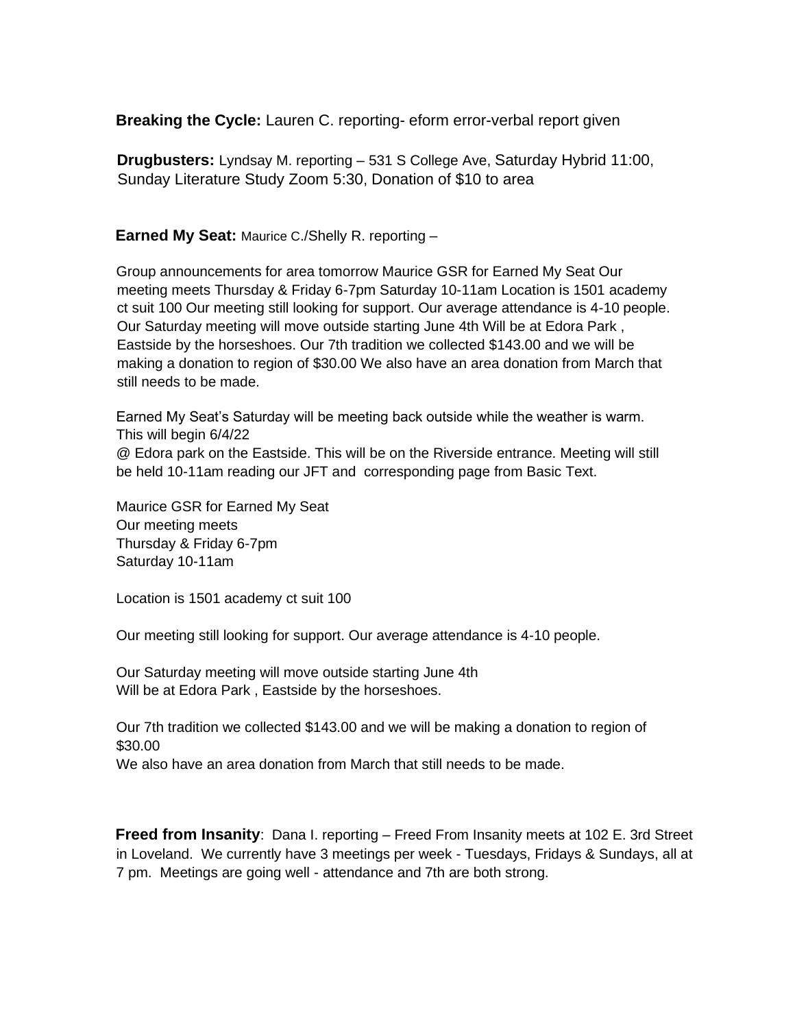**Breaking the Cycle:** Lauren C. reporting- eform error-verbal report given

**Drugbusters:** Lyndsay M. reporting – 531 S College Ave, Saturday Hybrid 11:00, Sunday Literature Study Zoom 5:30, Donation of $10 to area

**Earned My Seat:** Maurice C./Shelly R. reporting –

Group announcements for area tomorrow Maurice GSR for Earned My Seat Our meeting meets Thursday & Friday 6-7pm Saturday 10-11am Location is 1501 academy ct suit 100 Our meeting still looking for support. Our average attendance is 4-10 people. Our Saturday meeting will move outside starting June 4th Will be at Edora Park , Eastside by the horseshoes. Our 7th tradition we collected $143.00 and we will be making a donation to region of $30.00 We also have an area donation from March that still needs to be made.

Earned My Seat's Saturday will be meeting back outside while the weather is warm. This will begin 6/4/22
@ Edora park on the Eastside. This will be on the Riverside entrance. Meeting will still be held 10-11am reading our JFT and corresponding page from Basic Text.

Maurice GSR for Earned My Seat
Our meeting meets
Thursday & Friday 6-7pm
Saturday 10-11am

Location is 1501 academy ct suit 100

Our meeting still looking for support. Our average attendance is 4-10 people.

Our Saturday meeting will move outside starting June 4th
Will be at Edora Park , Eastside by the horseshoes.

Our 7th tradition we collected $143.00 and we will be making a donation to region of $30.00
We also have an area donation from March that still needs to be made.

**Freed from Insanity**: Dana I. reporting – Freed From Insanity meets at 102 E. 3rd Street in Loveland. We currently have 3 meetings per week - Tuesdays, Fridays & Sundays, all at 7 pm. Meetings are going well - attendance and 7th are both strong.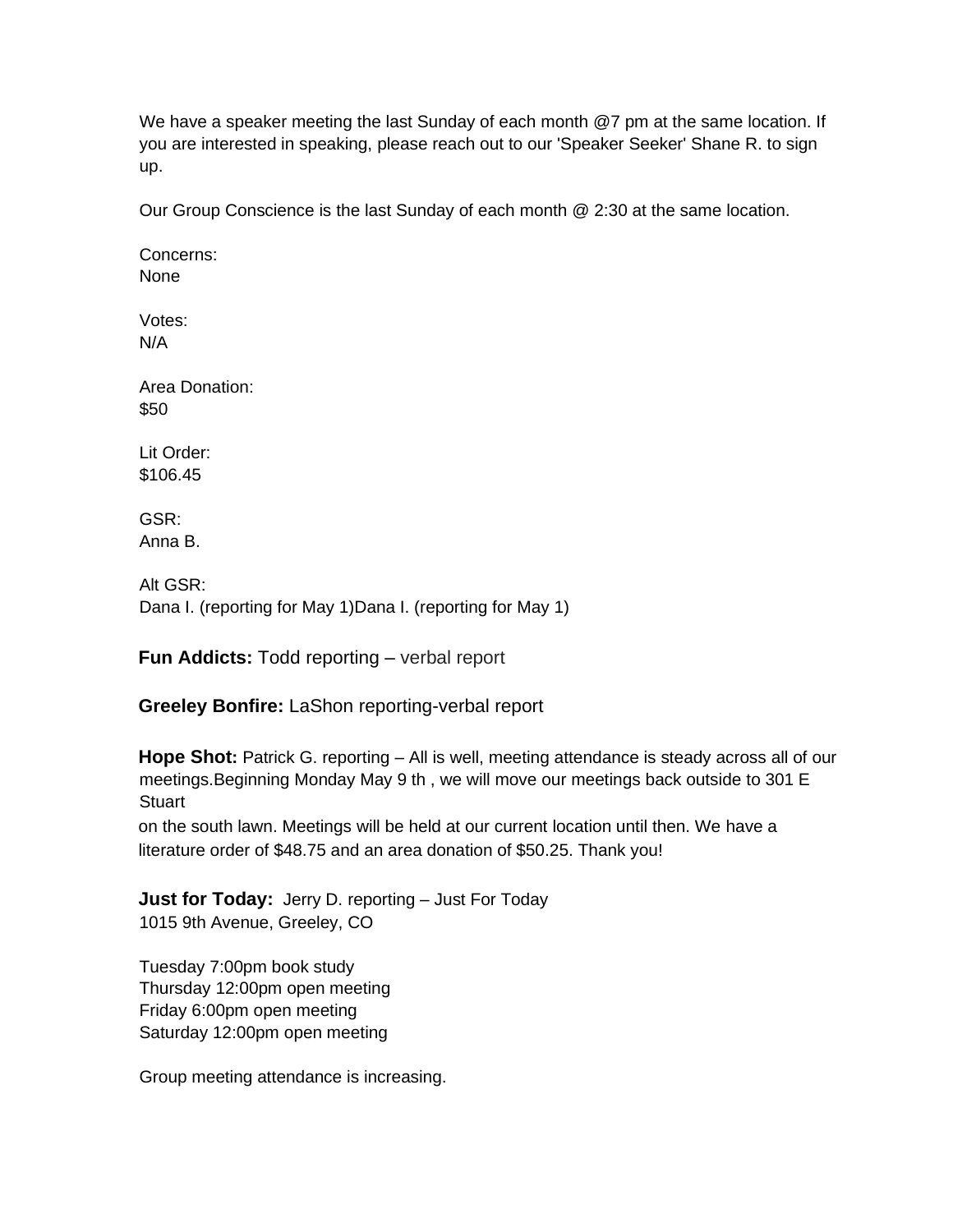We have a speaker meeting the last Sunday of each month @7 pm at the same location. If you are interested in speaking, please reach out to our 'Speaker Seeker' Shane R. to sign up.

Our Group Conscience is the last Sunday of each month @ 2:30 at the same location.

Concerns:
None

Votes:
N/A

Area Donation:
$50

Lit Order:
$106.45

GSR:
Anna B.

Alt GSR:
Dana I. (reporting for May 1)Dana I. (reporting for May 1)

**Fun Addicts:** Todd reporting – verbal report

**Greeley Bonfire:** LaShon reporting-verbal report

**Hope Shot:** Patrick G. reporting – All is well, meeting attendance is steady across all of our meetings.Beginning Monday May 9 th , we will move our meetings back outside to 301 E Stuart
on the south lawn. Meetings will be held at our current location until then. We have a literature order of $48.75 and an area donation of $50.25. Thank you!

**Just for Today:** Jerry D. reporting – Just For Today
1015 9th Avenue, Greeley, CO

Tuesday 7:00pm book study
Thursday 12:00pm open meeting
Friday 6:00pm open meeting
Saturday 12:00pm open meeting

Group meeting attendance is increasing.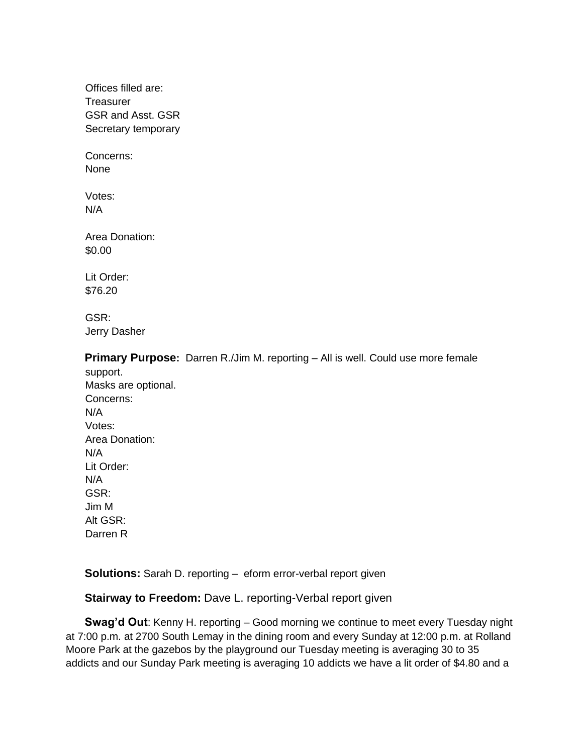Offices filled are:
Treasurer
GSR and Asst. GSR
Secretary temporary

Concerns:
None

Votes:
N/A

Area Donation:
$0.00

Lit Order:
$76.20

GSR:
Jerry Dasher

**Primary Purpose:** Darren R./Jim M. reporting – All is well. Could use more female support.
Masks are optional.
Concerns:
N/A
Votes:
Area Donation:
N/A
Lit Order:
N/A
GSR:
Jim M
Alt GSR:
Darren R

**Solutions:** Sarah D. reporting – eform error-verbal report given

**Stairway to Freedom:** Dave L. reporting-Verbal report given

**Swag'd Out**: Kenny H. reporting – Good morning we continue to meet every Tuesday night at 7:00 p.m. at 2700 South Lemay in the dining room and every Sunday at 12:00 p.m. at Rolland Moore Park at the gazebos by the playground our Tuesday meeting is averaging 30 to 35 addicts and our Sunday Park meeting is averaging 10 addicts we have a lit order of $4.80 and a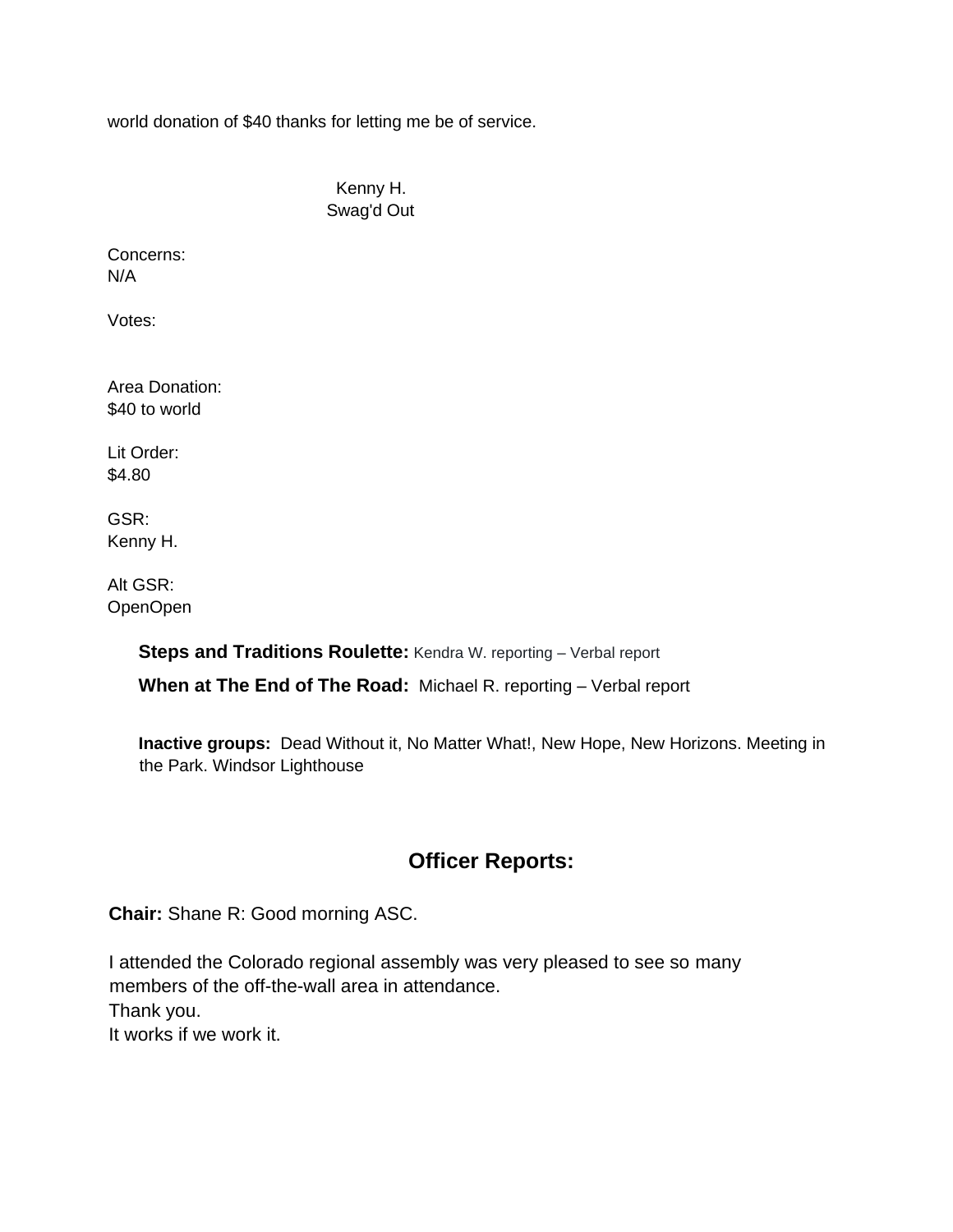world donation of $40 thanks for letting me be of service.

Kenny H.
Swag'd Out

Concerns:
N/A

Votes:

Area Donation:
$40 to world

Lit Order:
$4.80

GSR:
Kenny H.

Alt GSR:
OpenOpen

**Steps and Traditions Roulette:** Kendra W. reporting – Verbal report

**When at The End of The Road:** Michael R. reporting – Verbal report

**Inactive groups:** Dead Without it, No Matter What!, New Hope, New Horizons. Meeting in the Park. Windsor Lighthouse

## Officer Reports:

**Chair:** Shane R: Good morning ASC.

I attended the Colorado regional assembly was very pleased to see so many members of the off-the-wall area in attendance.
Thank you.
It works if we work it.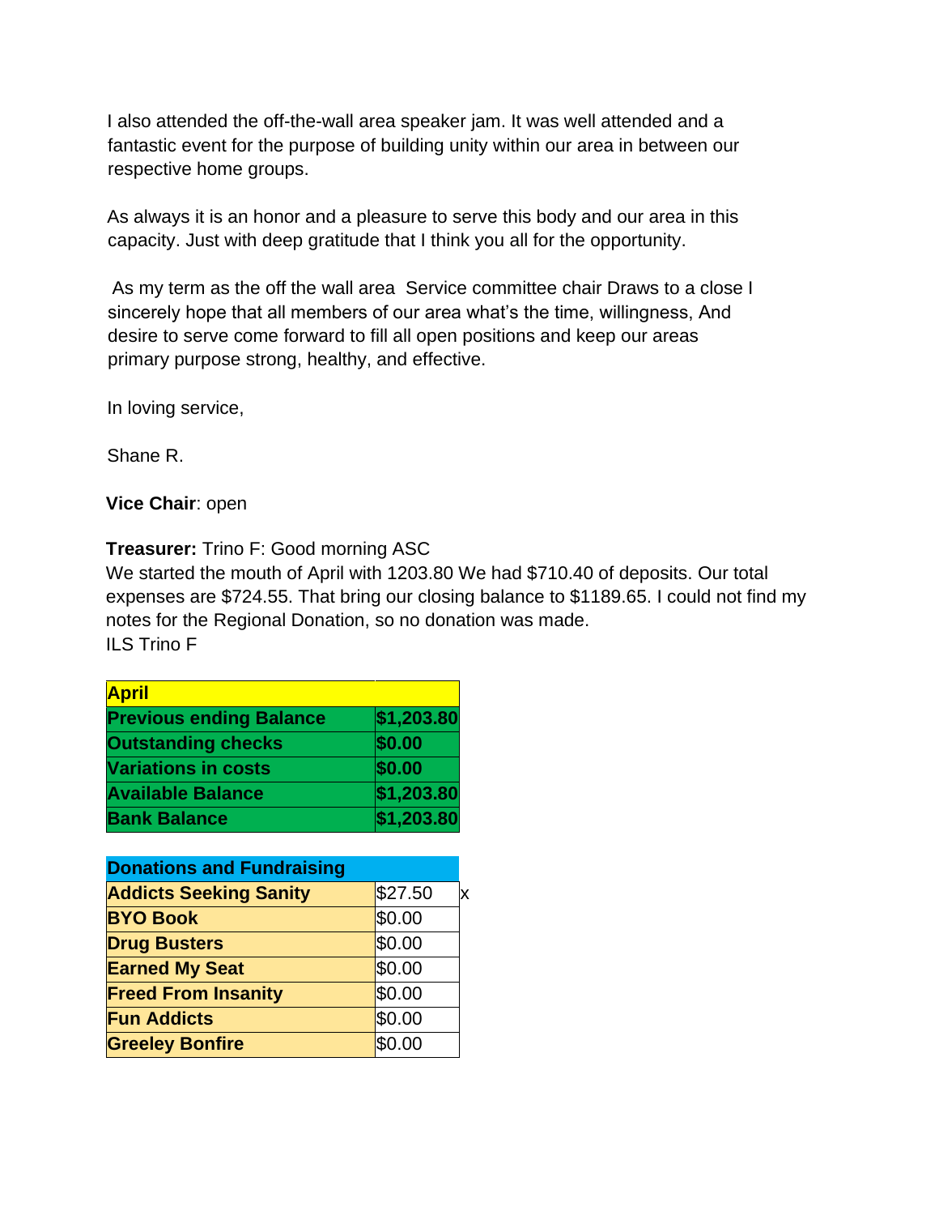I also attended the off-the-wall area speaker jam. It was well attended and a fantastic event for the purpose of building unity within our area in between our respective home groups.

As always it is an honor and a pleasure to serve this body and our area in this capacity. Just with deep gratitude that I think you all for the opportunity.

As my term as the off the wall area  Service committee chair Draws to a close I sincerely hope that all members of our area what's the time, willingness, And desire to serve come forward to fill all open positions and keep our areas primary purpose strong, healthy, and effective.

In loving service,

Shane R.

**Vice Chair**: open

**Treasurer:** Trino F: Good morning ASC
We started the mouth of April with 1203.80 We had $710.40 of deposits. Our total expenses are $724.55. That bring our closing balance to $1189.65. I could not find my notes for the Regional Donation, so no donation was made.
ILS Trino F

| **April** | |
|---|---|
| **Previous ending Balance** | **$1,203.80** |
| **Outstanding checks** | **$0.00** |
| **Variations in costs** | **$0.00** |
| **Available Balance** | **$1,203.80** |
| **Bank Balance** | **$1,203.80** |

| **Donations and Fundraising** | | |
|---|---|---|
| **Addicts Seeking Sanity** | $27.50 | x |
| **BYO Book** | $0.00 | |
| **Drug Busters** | $0.00 | |
| **Earned My Seat** | $0.00 | |
| **Freed From Insanity** | $0.00 | |
| **Fun Addicts** | $0.00 | |
| **Greeley Bonfire** | $0.00 | |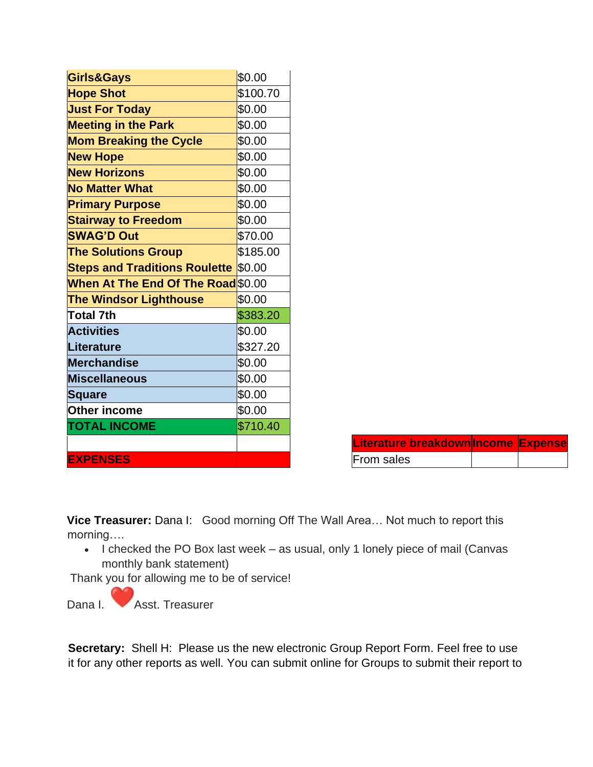| | |
|---|---|
| Girls&Gays | $0.00 |
| Hope Shot | $100.70 |
| Just For Today | $0.00 |
| Meeting in the Park | $0.00 |
| Mom Breaking the Cycle | $0.00 |
| New Hope | $0.00 |
| New Horizons | $0.00 |
| No Matter What | $0.00 |
| Primary Purpose | $0.00 |
| Stairway to Freedom | $0.00 |
| SWAG'D Out | $70.00 |
| The Solutions Group | $185.00 |
| Steps and Traditions Roulette | $0.00 |
| When At The End Of The Road | $0.00 |
| The Windsor Lighthouse | $0.00 |
| Total 7th | $383.20 |
| Activities | $0.00 |
| Literature | $327.20 |
| Merchandise | $0.00 |
| Miscellaneous | $0.00 |
| Square | $0.00 |
| Other income | $0.00 |
| TOTAL INCOME | $710.40 |
| | |
| EXPENSES | |

| Literature breakdown | Income | Expense |
|---|---|---|
| From sales | | |

**Vice Treasurer:** Dana I: Good morning Off The Wall Area… Not much to report this morning….

- I checked the PO Box last week – as usual, only 1 lonely piece of mail (Canvas monthly bank statement)

Thank you for allowing me to be of service!

Dana I. ❤️ Asst. Treasurer

**Secretary:** Shell H: Please us the new electronic Group Report Form. Feel free to use it for any other reports as well. You can submit online for Groups to submit their report to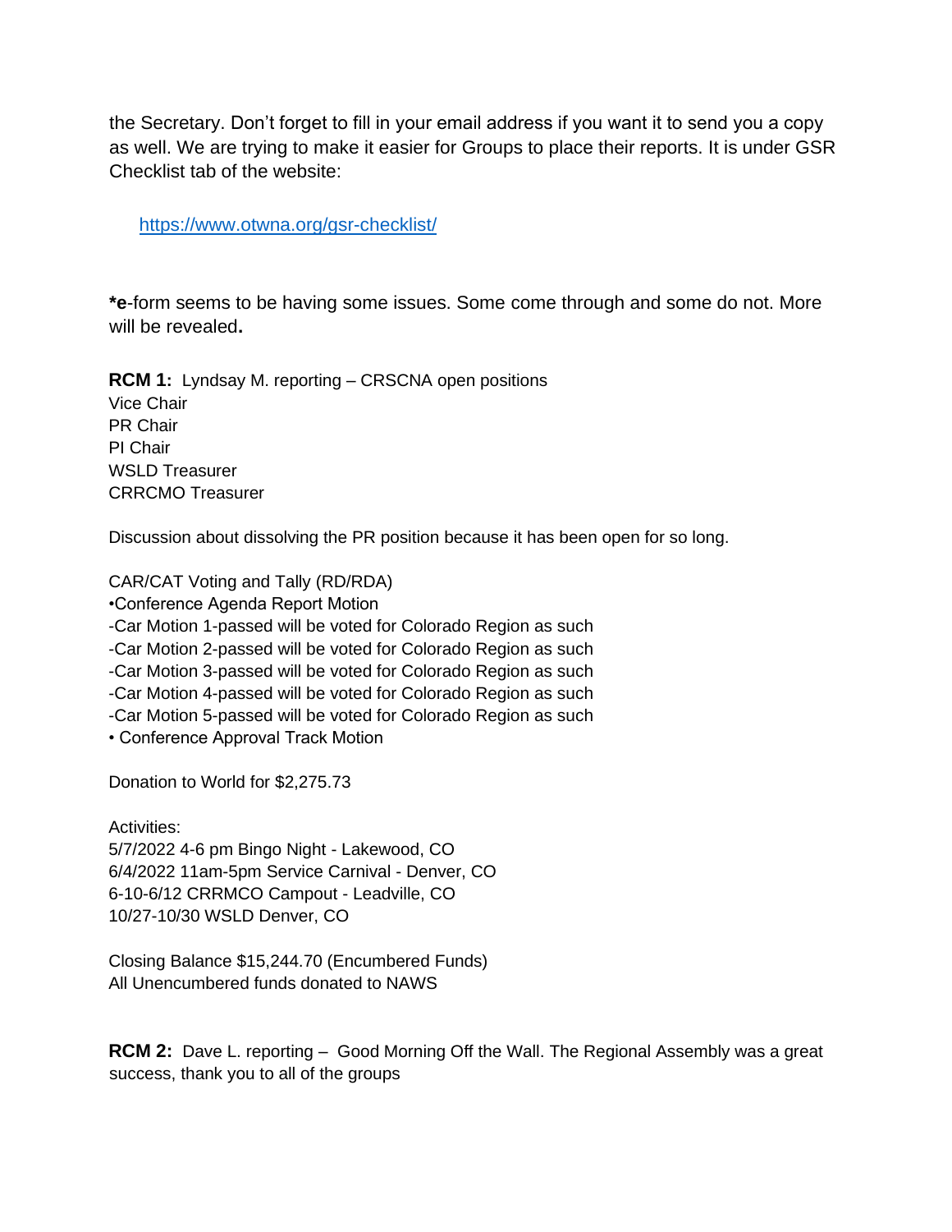the Secretary. Don't forget to fill in your email address if you want it to send you a copy as well. We are trying to make it easier for Groups to place their reports. It is under GSR Checklist tab of the website:

https://www.otwna.org/gsr-checklist/

***e**-form seems to be having some issues. Some come through and some do not. More will be revealed**.**

**RCM 1:** Lyndsay M. reporting – CRSCNA open positions
Vice Chair
PR Chair
PI Chair
WSLD Treasurer
CRRCMO Treasurer

Discussion about dissolving the PR position because it has been open for so long.

CAR/CAT Voting and Tally (RD/RDA)
•Conference Agenda Report Motion
-Car Motion 1-passed will be voted for Colorado Region as such
-Car Motion 2-passed will be voted for Colorado Region as such
-Car Motion 3-passed will be voted for Colorado Region as such
-Car Motion 4-passed will be voted for Colorado Region as such
-Car Motion 5-passed will be voted for Colorado Region as such
• Conference Approval Track Motion

Donation to World for $2,275.73

Activities:
5/7/2022 4-6 pm Bingo Night - Lakewood, CO
6/4/2022 11am-5pm Service Carnival - Denver, CO
6-10-6/12 CRRMCO Campout - Leadville, CO
10/27-10/30 WSLD Denver, CO

Closing Balance $15,244.70 (Encumbered Funds)
All Unencumbered funds donated to NAWS

**RCM 2:** Dave L. reporting – Good Morning Off the Wall. The Regional Assembly was a great success, thank you to all of the groups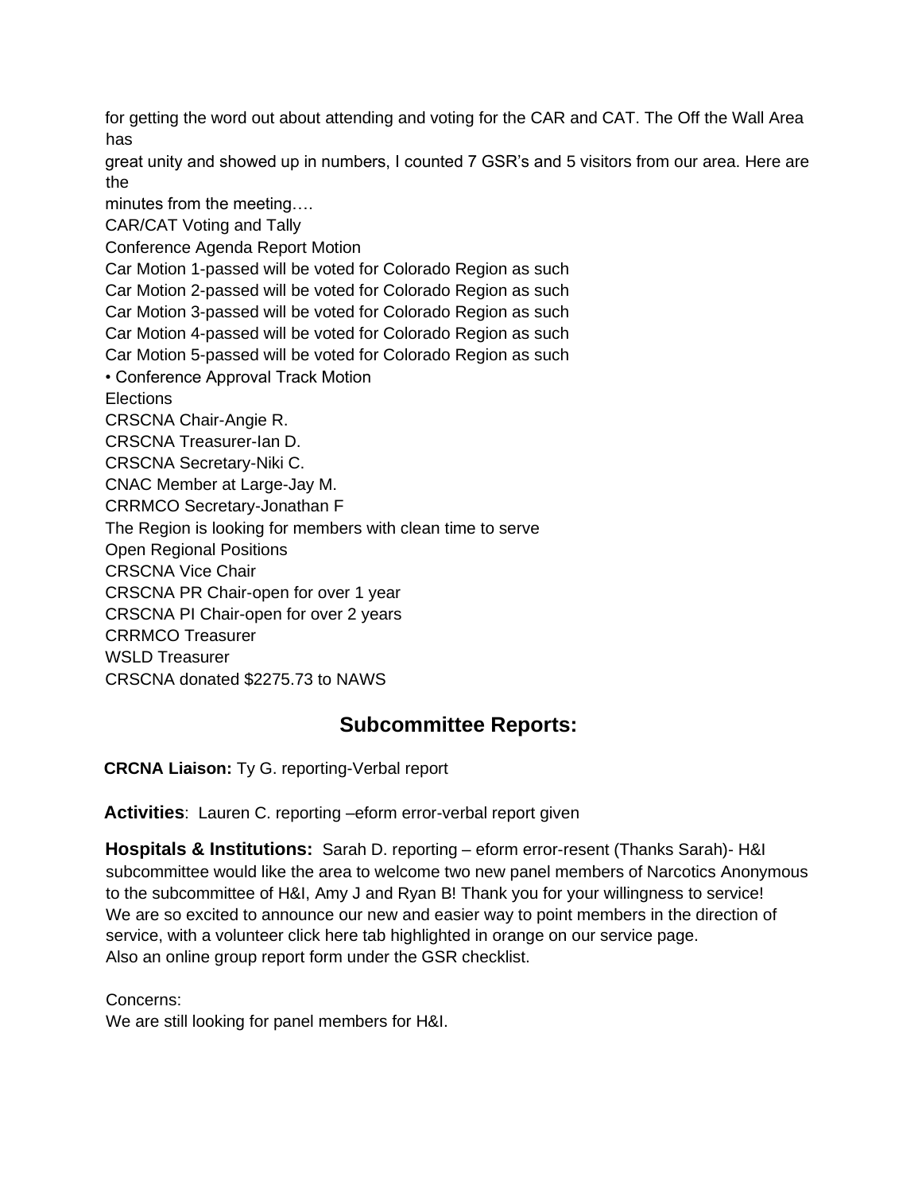for getting the word out about attending and voting for the CAR and CAT. The Off the Wall Area has great unity and showed up in numbers, I counted 7 GSR's and 5 visitors from our area. Here are the minutes from the meeting….

CAR/CAT Voting and Tally

Conference Agenda Report Motion

Car Motion 1-passed will be voted for Colorado Region as such

Car Motion 2-passed will be voted for Colorado Region as such

Car Motion 3-passed will be voted for Colorado Region as such

Car Motion 4-passed will be voted for Colorado Region as such

Car Motion 5-passed will be voted for Colorado Region as such

- Conference Approval Track Motion

Elections

CRSCNA Chair-Angie R.

CRSCNA Treasurer-Ian D.

CRSCNA Secretary-Niki C.

CNAC Member at Large-Jay M.

CRRMCO Secretary-Jonathan F

The Region is looking for members with clean time to serve

Open Regional Positions

CRSCNA Vice Chair

CRSCNA PR Chair-open for over 1 year

CRSCNA PI Chair-open for over 2 years

CRRMCO Treasurer

WSLD Treasurer

CRSCNA donated $2275.73 to NAWS

## Subcommittee Reports:

**CRCNA Liaison:** Ty G. reporting-Verbal report

**Activities**: Lauren C. reporting –eform error-verbal report given

**Hospitals & Institutions:** Sarah D. reporting – eform error-resent (Thanks Sarah)- H&I subcommittee would like the area to welcome two new panel members of Narcotics Anonymous to the subcommittee of H&I, Amy J and Ryan B! Thank you for your willingness to service! We are so excited to announce our new and easier way to point members in the direction of service, with a volunteer click here tab highlighted in orange on our service page. Also an online group report form under the GSR checklist.

Concerns:
We are still looking for panel members for H&I.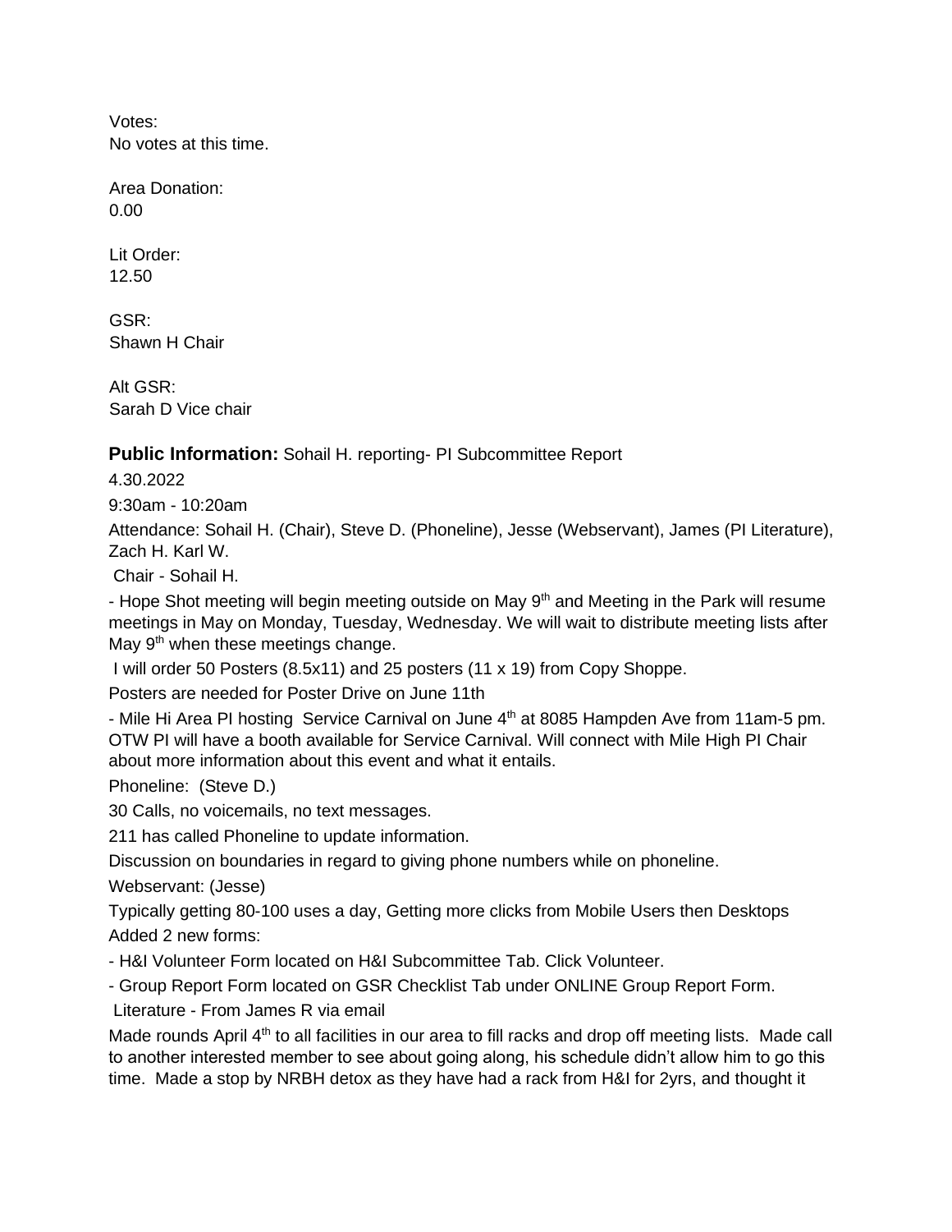Votes:
No votes at this time.

Area Donation:
0.00

Lit Order:
12.50

GSR:
Shawn H Chair

Alt GSR:
Sarah D Vice chair

**Public Information:** Sohail H. reporting- PI Subcommittee Report

4.30.2022

9:30am - 10:20am

Attendance: Sohail H. (Chair), Steve D. (Phoneline), Jesse (Webservant), James (PI Literature), Zach H. Karl W.

Chair - Sohail H.

- Hope Shot meeting will begin meeting outside on May 9th and Meeting in the Park will resume meetings in May on Monday, Tuesday, Wednesday. We will wait to distribute meeting lists after May 9th when these meetings change.

I will order 50 Posters (8.5x11) and 25 posters (11 x 19) from Copy Shoppe.

Posters are needed for Poster Drive on June 11th

- Mile Hi Area PI hosting Service Carnival on June 4th at 8085 Hampden Ave from 11am-5 pm. OTW PI will have a booth available for Service Carnival. Will connect with Mile High PI Chair about more information about this event and what it entails.

Phoneline: (Steve D.)

30 Calls, no voicemails, no text messages.

211 has called Phoneline to update information.

Discussion on boundaries in regard to giving phone numbers while on phoneline.

Webservant: (Jesse)

Typically getting 80-100 uses a day, Getting more clicks from Mobile Users then Desktops

Added 2 new forms:

- H&I Volunteer Form located on H&I Subcommittee Tab. Click Volunteer.
- Group Report Form located on GSR Checklist Tab under ONLINE Group Report Form.

Literature - From James R via email

Made rounds April 4th to all facilities in our area to fill racks and drop off meeting lists. Made call to another interested member to see about going along, his schedule didn't allow him to go this time. Made a stop by NRBH detox as they have had a rack from H&I for 2yrs, and thought it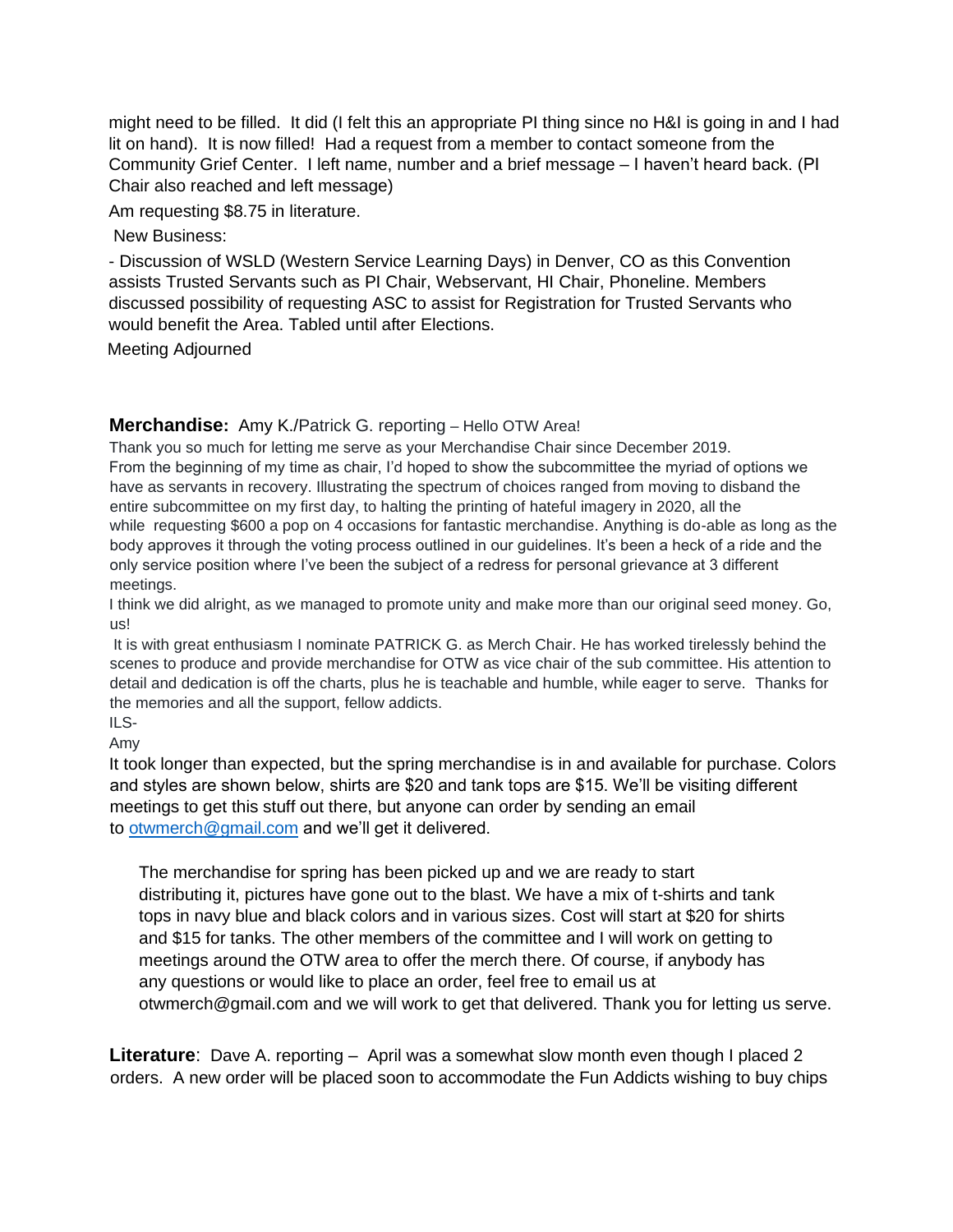might need to be filled. It did (I felt this an appropriate PI thing since no H&I is going in and I had lit on hand). It is now filled! Had a request from a member to contact someone from the Community Grief Center. I left name, number and a brief message – I haven't heard back. (PI Chair also reached and left message)

Am requesting $8.75 in literature.

New Business:

- Discussion of WSLD (Western Service Learning Days) in Denver, CO as this Convention assists Trusted Servants such as PI Chair, Webservant, HI Chair, Phoneline. Members discussed possibility of requesting ASC to assist for Registration for Trusted Servants who would benefit the Area. Tabled until after Elections.

Meeting Adjourned

**Merchandise:** Amy K./Patrick G. reporting – Hello OTW Area!

Thank you so much for letting me serve as your Merchandise Chair since December 2019.
From the beginning of my time as chair, I'd hoped to show the subcommittee the myriad of options we have as servants in recovery. Illustrating the spectrum of choices ranged from moving to disband the entire subcommittee on my first day, to halting the printing of hateful imagery in 2020, all the while requesting $600 a pop on 4 occasions for fantastic merchandise. Anything is do-able as long as the body approves it through the voting process outlined in our guidelines. It's been a heck of a ride and the only service position where I've been the subject of a redress for personal grievance at 3 different meetings.

I think we did alright, as we managed to promote unity and make more than our original seed money. Go, us!

It is with great enthusiasm I nominate PATRICK G. as Merch Chair. He has worked tirelessly behind the scenes to produce and provide merchandise for OTW as vice chair of the sub committee. His attention to detail and dedication is off the charts, plus he is teachable and humble, while eager to serve. Thanks for the memories and all the support, fellow addicts.

ILS-

Amy

It took longer than expected, but the spring merchandise is in and available for purchase. Colors and styles are shown below, shirts are $20 and tank tops are $15. We'll be visiting different meetings to get this stuff out there, but anyone can order by sending an email to otwmerch@gmail.com and we'll get it delivered.

The merchandise for spring has been picked up and we are ready to start distributing it, pictures have gone out to the blast. We have a mix of t-shirts and tank tops in navy blue and black colors and in various sizes. Cost will start at $20 for shirts and $15 for tanks. The other members of the committee and I will work on getting to meetings around the OTW area to offer the merch there. Of course, if anybody has any questions or would like to place an order, feel free to email us at otwmerch@gmail.com and we will work to get that delivered. Thank you for letting us serve.

**Literature**: Dave A. reporting – April was a somewhat slow month even though I placed 2 orders. A new order will be placed soon to accommodate the Fun Addicts wishing to buy chips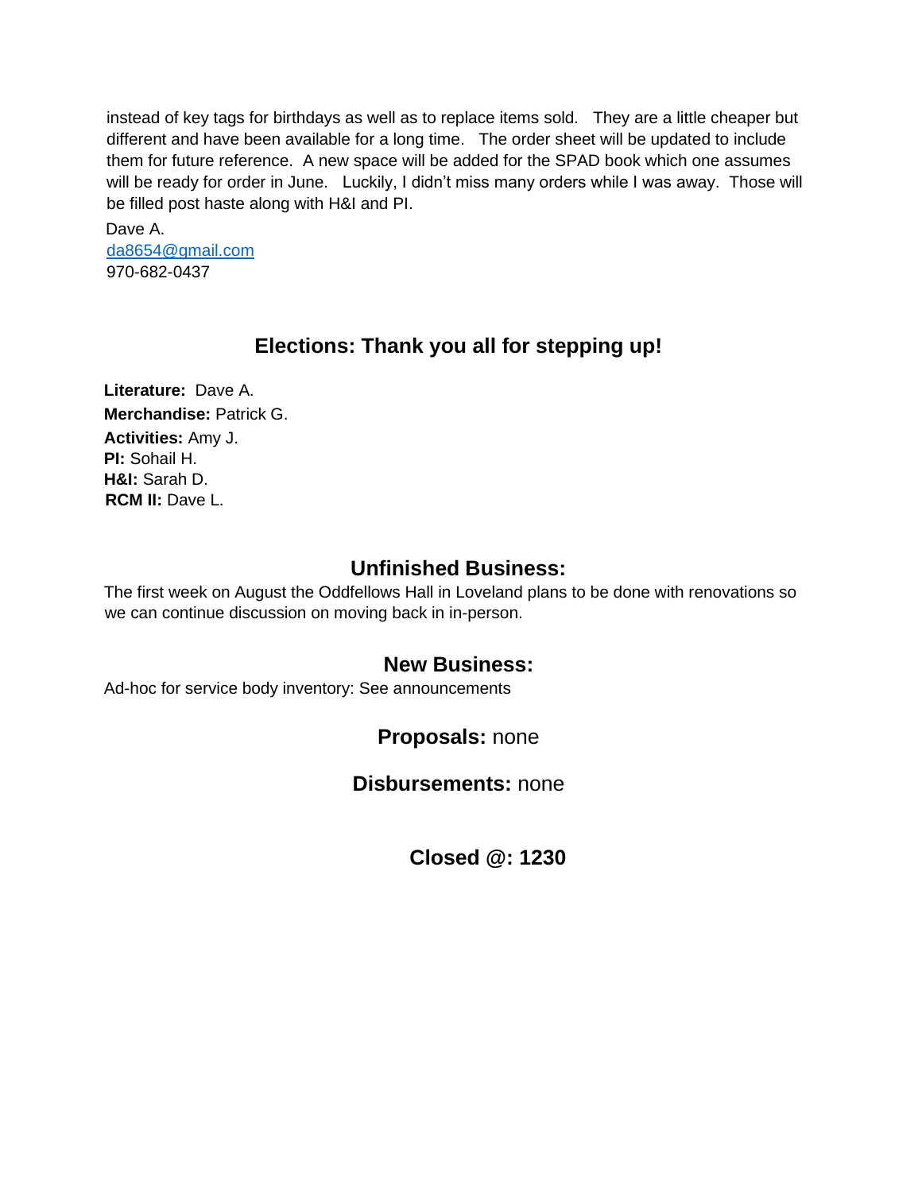instead of key tags for birthdays as well as to replace items sold. They are a little cheaper but different and have been available for a long time. The order sheet will be updated to include them for future reference. A new space will be added for the SPAD book which one assumes will be ready for order in June. Luckily, I didn't miss many orders while I was away. Those will be filled post haste along with H&I and PI.

Dave A.
da8654@gmail.com
970-682-0437

## Elections: Thank you all for stepping up!

**Literature:** Dave A.
**Merchandise:** Patrick G.
**Activities:** Amy J.
**PI:** Sohail H.
**H&I:** Sarah D.
**RCM II:** Dave L.

## Unfinished Business:

The first week on August the Oddfellows Hall in Loveland plans to be done with renovations so we can continue discussion on moving back in in-person.

## New Business:

Ad-hoc for service body inventory: See announcements

## Proposals: none

## Disbursements: none

## Closed @: 1230